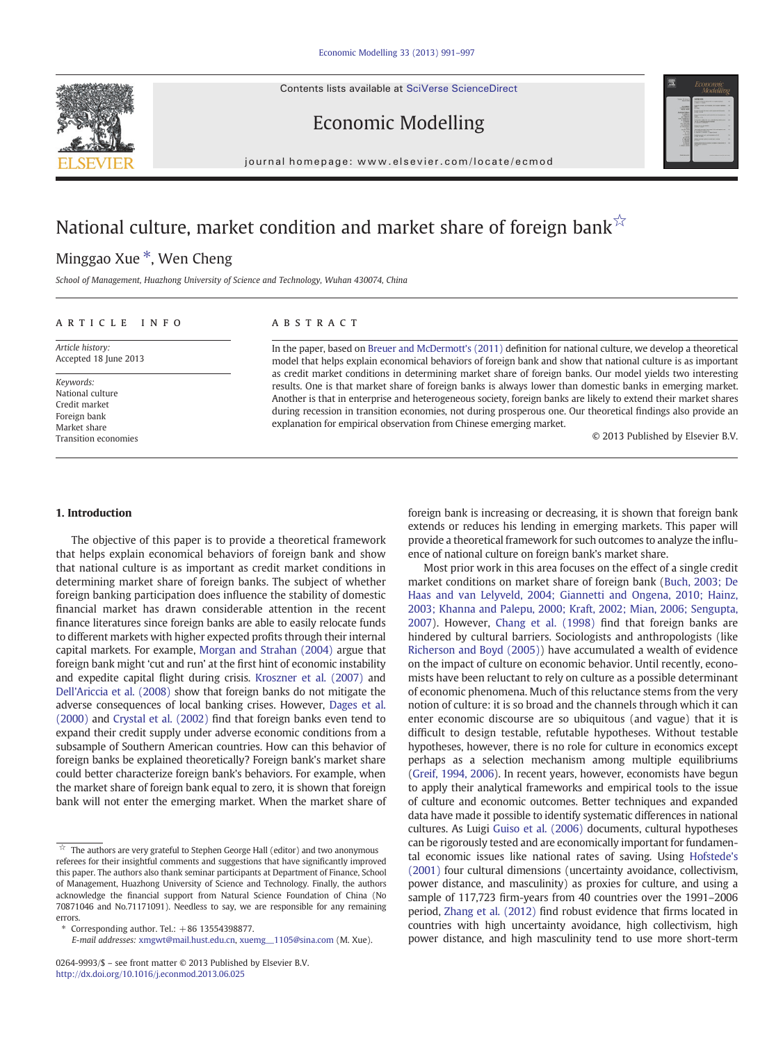# National culture, market condition and market share of foreign bank☆

Minggao Xue *, Wen Cheng

*School of Management, Huazhong University of Science and Technology, Wuhan 430074, China*

## ARTICLE INFO

*Article history:*
Accepted 18 June 2013

*Keywords:*
National culture
Credit market
Foreign bank
Market share
Transition economies

## ABSTRACT

In the paper, based on Breuer and McDermott's (2011) definition for national culture, we develop a theoretical model that helps explain economical behaviors of foreign bank and show that national culture is as important as credit market conditions in determining market share of foreign banks. Our model yields two interesting results. One is that market share of foreign banks is always lower than domestic banks in emerging market. Another is that in enterprise and heterogeneous society, foreign banks are likely to extend their market shares during recession in transition economies, not during prosperous one. Our theoretical findings also provide an explanation for empirical observation from Chinese emerging market.

© 2013 Published by Elsevier B.V.

## 1. Introduction

The objective of this paper is to provide a theoretical framework that helps explain economical behaviors of foreign bank and show that national culture is as important as credit market conditions in determining market share of foreign banks. The subject of whether foreign banking participation does influence the stability of domestic financial market has drawn considerable attention in the recent finance literatures since foreign banks are able to easily relocate funds to different markets with higher expected profits through their internal capital markets. For example, Morgan and Strahan (2004) argue that foreign bank might 'cut and run' at the first hint of economic instability and expedite capital flight during crisis. Kroszner et al. (2007) and Dell'Ariccia et al. (2008) show that foreign banks do not mitigate the adverse consequences of local banking crises. However, Dages et al. (2000) and Crystal et al. (2002) find that foreign banks even tend to expand their credit supply under adverse economic conditions from a subsample of Southern American countries. How can this behavior of foreign banks be explained theoretically? Foreign bank's market share could better characterize foreign bank's behaviors. For example, when the market share of foreign bank equal to zero, it is shown that foreign bank will not enter the emerging market. When the market share of foreign bank is increasing or decreasing, it is shown that foreign bank extends or reduces his lending in emerging markets. This paper will provide a theoretical framework for such outcomes to analyze the influence of national culture on foreign bank's market share.

Most prior work in this area focuses on the effect of a single credit market conditions on market share of foreign bank (Buch, 2003; De Haas and van Lelyveld, 2004; Giannetti and Ongena, 2010; Hainz, 2003; Khanna and Palepu, 2000; Kraft, 2002; Mian, 2006; Sengupta, 2007). However, Chang et al. (1998) find that foreign banks are hindered by cultural barriers. Sociologists and anthropologists (like Richerson and Boyd (2005)) have accumulated a wealth of evidence on the impact of culture on economic behavior. Until recently, economists have been reluctant to rely on culture as a possible determinant of economic phenomena. Much of this reluctance stems from the very notion of culture: it is so broad and the channels through which it can enter economic discourse are so ubiquitous (and vague) that it is difficult to design testable, refutable hypotheses. Without testable hypotheses, however, there is no role for culture in economics except perhaps as a selection mechanism among multiple equilibriums (Greif, 1994, 2006). In recent years, however, economists have begun to apply their analytical frameworks and empirical tools to the issue of culture and economic outcomes. Better techniques and expanded data have made it possible to identify systematic differences in national cultures. As Luigi Guiso et al. (2006) documents, cultural hypotheses can be rigorously tested and are economically important for fundamental economic issues like national rates of saving. Using Hofstede's (2001) four cultural dimensions (uncertainty avoidance, collectivism, power distance, and masculinity) as proxies for culture, and using a sample of 117,723 firm-years from 40 countries over the 1991–2006 period, Zhang et al. (2012) find robust evidence that firms located in countries with high uncertainty avoidance, high collectivism, high power distance, and high masculinity tend to use more short-term

☆ The authors are very grateful to Stephen George Hall (editor) and two anonymous referees for their insightful comments and suggestions that have significantly improved this paper. The authors also thank seminar participants at Department of Finance, School of Management, Huazhong University of Science and Technology. Finally, the authors acknowledge the financial support from Natural Science Foundation of China (No 70871046 and No.71171091). Needless to say, we are responsible for any remaining errors.

\* Corresponding author. Tel.: +86 13554398877.
*E-mail addresses:* xmgwt@mail.hust.edu.cn, xuemg__1105@sina.com (M. Xue).

0264-9993/$ – see front matter © 2013 Published by Elsevier B.V.
http://dx.doi.org/10.1016/j.econmod.2013.06.025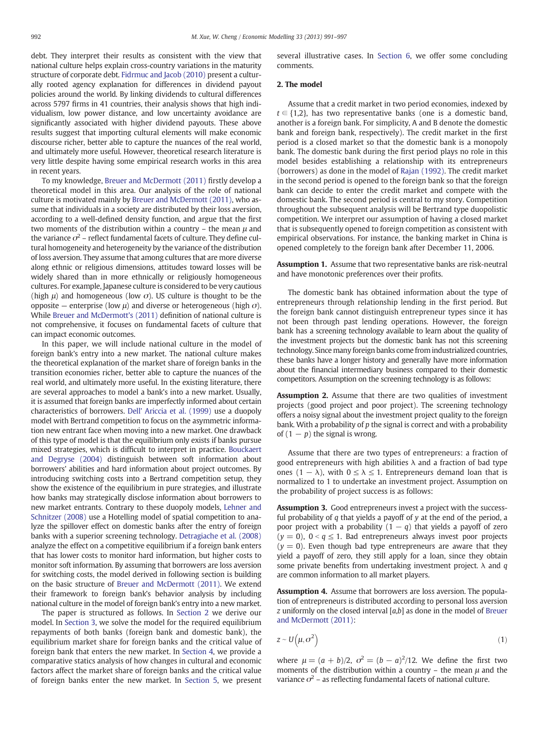debt. They interpret their results as consistent with the view that national culture helps explain cross-country variations in the maturity structure of corporate debt. Fidrmuc and Jacob (2010) present a culturally rooted agency explanation for differences in dividend payout policies around the world. By linking dividends to cultural differences across 5797 firms in 41 countries, their analysis shows that high individualism, low power distance, and low uncertainty avoidance are significantly associated with higher dividend payouts. These above results suggest that importing cultural elements will make economic discourse richer, better able to capture the nuances of the real world, and ultimately more useful. However, theoretical research literature is very little despite having some empirical research works in this area in recent years.

To my knowledge, Breuer and McDermott (2011) firstly develop a theoretical model in this area. Our analysis of the role of national culture is motivated mainly by Breuer and McDermott (2011), who assume that individuals in a society are distributed by their loss aversion, according to a well-defined density function, and argue that the first two moments of the distribution within a country – the mean $\mu$ and the variance $\sigma^2$ – reflect fundamental facets of culture. They define cultural homogeneity and heterogeneity by the variance of the distribution of loss aversion. They assume that among cultures that are more diverse along ethnic or religious dimensions, attitudes toward losses will be widely shared than in more ethnically or religiously homogeneous cultures. For example, Japanese culture is considered to be very cautious (high $\mu$) and homogeneous (low $\sigma$). US culture is thought to be the opposite — enterprise (low $\mu$) and diverse or heterogeneous (high $\sigma$). While Breuer and McDermott's (2011) definition of national culture is not comprehensive, it focuses on fundamental facets of culture that can impact economic outcomes.

In this paper, we will include national culture in the model of foreign bank's entry into a new market. The national culture makes the theoretical explanation of the market share of foreign banks in the transition economies richer, better able to capture the nuances of the real world, and ultimately more useful. In the existing literature, there are several approaches to model a bank's into a new market. Usually, it is assumed that foreign banks are imperfectly informed about certain characteristics of borrowers. Dell' Ariccia et al. (1999) use a duopoly model with Bertrand competition to focus on the asymmetric information new entrant face when moving into a new market. One drawback of this type of model is that the equilibrium only exists if banks pursue mixed strategies, which is difficult to interpret in practice. Bouckaert and Degryse (2004) distinguish between soft information about borrowers' abilities and hard information about project outcomes. By introducing switching costs into a Bertrand competition setup, they show the existence of the equilibrium in pure strategies, and illustrate how banks may strategically disclose information about borrowers to new market entrants. Contrary to these duopoly models, Lehner and Schnitzer (2008) use a Hotelling model of spatial competition to analyze the spillover effect on domestic banks after the entry of foreign banks with a superior screening technology. Detragiache et al. (2008) analyze the effect on a competitive equilibrium if a foreign bank enters that has lower costs to monitor hard information, but higher costs to monitor soft information. By assuming that borrowers are loss aversion for switching costs, the model derived in following section is building on the basic structure of Breuer and McDermott (2011). We extend their framework to foreign bank's behavior analysis by including national culture in the model of foreign bank's entry into a new market.

The paper is structured as follows. In Section 2 we derive our model. In Section 3, we solve the model for the required equilibrium repayments of both banks (foreign bank and domestic bank), the equilibrium market share for foreign banks and the critical value of foreign bank that enters the new market. In Section 4, we provide a comparative statics analysis of how changes in cultural and economic factors affect the market share of foreign banks and the critical value of foreign banks enter the new market. In Section 5, we present several illustrative cases. In Section 6, we offer some concluding comments.

## 2. The model

Assume that a credit market in two period economies, indexed by $t \in \{1,2\}$, has two representative banks (one is a domestic band, another is a foreign bank. For simplicity, A and B denote the domestic bank and foreign bank, respectively). The credit market in the first period is a closed market so that the domestic bank is a monopoly bank. The domestic bank during the first period plays no role in this model besides establishing a relationship with its entrepreneurs (borrowers) as done in the model of Rajan (1992). The credit market in the second period is opened to the foreign bank so that the foreign bank can decide to enter the credit market and compete with the domestic bank. The second period is central to my story. Competition throughout the subsequent analysis will be Bertrand type duopolistic competition. We interpret our assumption of having a closed market that is subsequently opened to foreign competition as consistent with empirical observations. For instance, the banking market in China is opened completely to the foreign bank after December 11, 2006.

**Assumption 1.** Assume that two representative banks are risk-neutral and have monotonic preferences over their profits.

The domestic bank has obtained information about the type of entrepreneurs through relationship lending in the first period. But the foreign bank cannot distinguish entrepreneur types since it has not been through past lending operations. However, the foreign bank has a screening technology available to learn about the quality of the investment projects but the domestic bank has not this screening technology. Since many foreign banks come from industrialized countries, these banks have a longer history and generally have more information about the financial intermediary business compared to their domestic competitors. Assumption on the screening technology is as follows:

**Assumption 2.** Assume that there are two qualities of investment projects (good project and poor project). The screening technology offers a noisy signal about the investment project quality to the foreign bank. With a probability of $p$ the signal is correct and with a probability of $(1 - p)$ the signal is wrong.

Assume that there are two types of entrepreneurs: a fraction of good entrepreneurs with high abilities $\lambda$ and a fraction of bad type ones $(1 - \lambda)$, with $0 \leq \lambda \leq 1$. Entrepreneurs demand loan that is normalized to 1 to undertake an investment project. Assumption on the probability of project success is as follows:

**Assumption 3.** Good entrepreneurs invest a project with the successful probability of $q$ that yields a payoff of $y$ at the end of the period, a poor project with a probability $(1 - q)$ that yields a payoff of zero $(y = 0)$, $0 < q \leq 1$. Bad entrepreneurs always invest poor projects $(y = 0)$. Even though bad type entrepreneurs are aware that they yield a payoff of zero, they still apply for a loan, since they obtain some private benefits from undertaking investment project. $\lambda$ and $q$ are common information to all market players.

**Assumption 4.** Assume that borrowers are loss aversion. The population of entrepreneurs is distributed according to personal loss aversion $z$ uniformly on the closed interval $[a,b]$ as done in the model of Breuer and McDermott (2011):

$$z \sim U\left(\mu, \sigma^2\right) \tag{1}$$

where $\mu = (a + b)/2$, $\sigma^2 = (b - a)^2/12$. We define the first two moments of the distribution within a country – the mean $\mu$ and the variance $\sigma^2$ – as reflecting fundamental facets of national culture.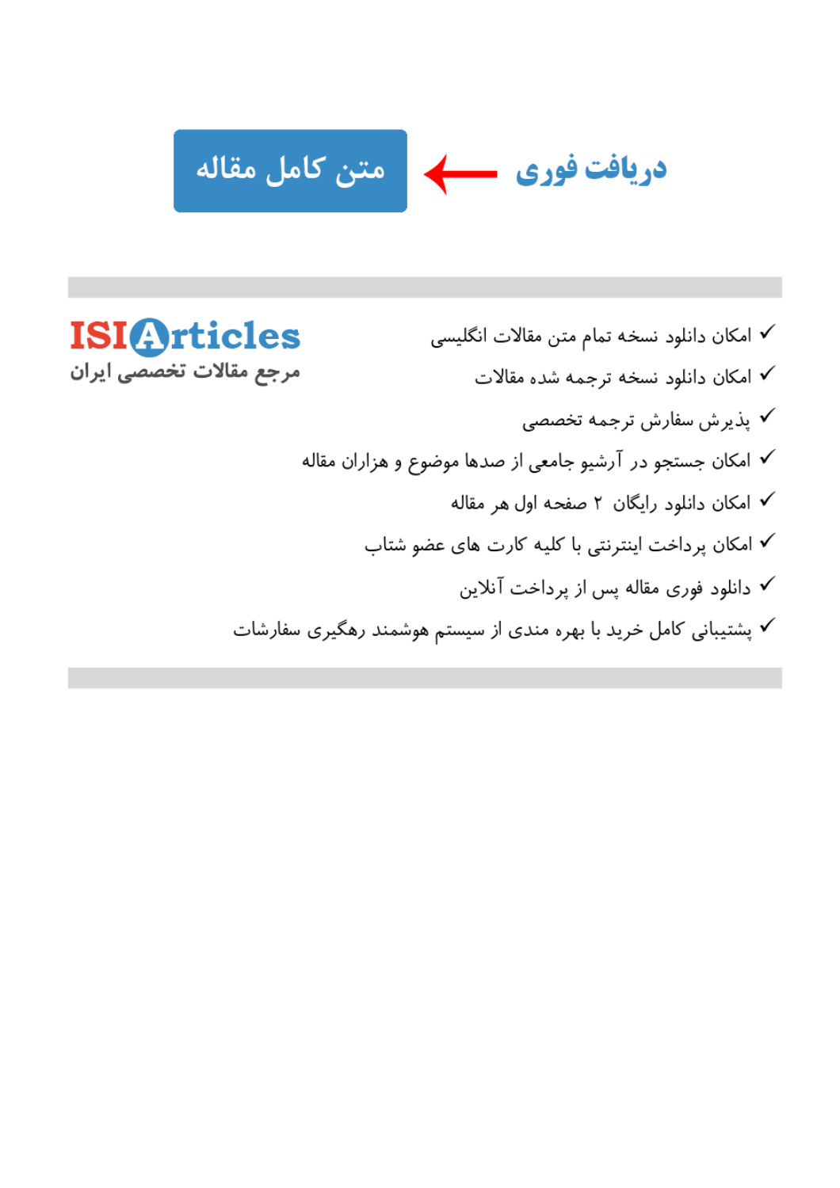دریافت فوری ← **متن کامل مقاله**

ISIArticles
مرجع مقالات تخصصی ایران

- ✓ امکان دانلود نسخه تمام متن مقالات انگلیسی
- ✓ امکان دانلود نسخه ترجمه شده مقالات
- ✓ پذیرش سفارش ترجمه تخصصی
- ✓ امکان جستجو در آرشیو جامعی از صدها موضوع و هزاران مقاله
- ✓ امکان دانلود رایگان ۲ صفحه اول هر مقاله
- ✓ امکان پرداخت اینترنتی با کلیه کارت های عضو شتاب
- ✓ دانلود فوری مقاله پس از پرداخت آنلاین
- ✓ پشتیبانی کامل خرید با بهره مندی از سیستم هوشمند رهگیری سفارشات